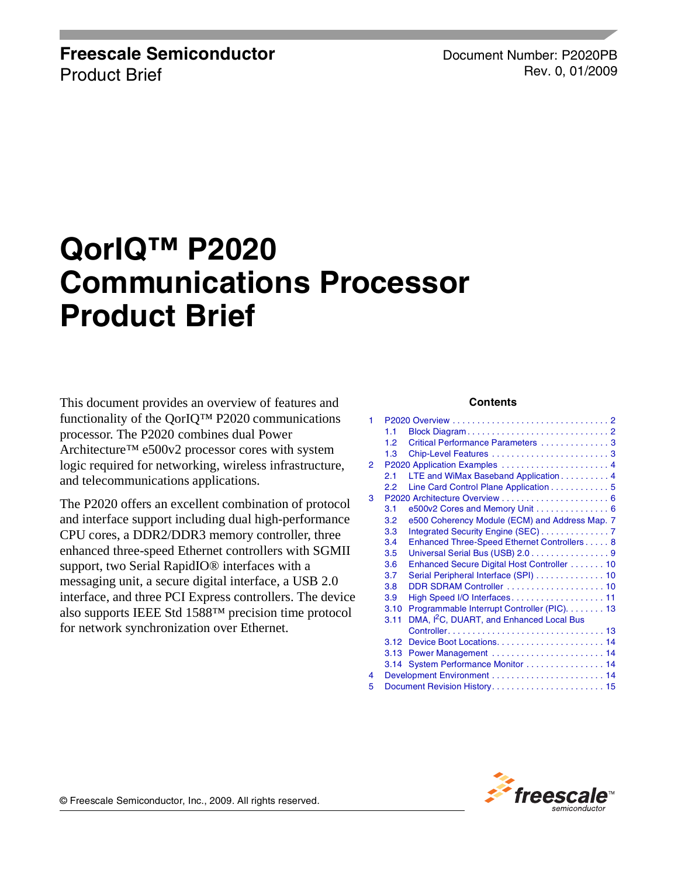**Freescale Semiconductor**
Product Brief

Document Number: P2020PB
Rev. 0, 01/2009

# QorIQ™ P2020 Communications Processor Product Brief

This document provides an overview of features and functionality of the QorIQ™ P2020 communications processor. The P2020 combines dual Power Architecture™ e500v2 processor cores with system logic required for networking, wireless infrastructure, and telecommunications applications.

The P2020 offers an excellent combination of protocol and interface support including dual high-performance CPU cores, a DDR2/DDR3 memory controller, three enhanced three-speed Ethernet controllers with SGMII support, two Serial RapidIO® interfaces with a messaging unit, a secure digital interface, a USB 2.0 interface, and three PCI Express controllers. The device also supports IEEE Std 1588™ precision time protocol for network synchronization over Ethernet.

**Contents**

1 P2020 Overview . . . . . . . . . . 2
  1.1 Block Diagram . . . . . . . . . . 2
  1.2 Critical Performance Parameters . . . . . . . . . . 3
  1.3 Chip-Level Features . . . . . . . . . . 3
2 P2020 Application Examples . . . . . . . . . . 4
  2.1 LTE and WiMax Baseband Application . . . . . . . . . . 4
  2.2 Line Card Control Plane Application . . . . . . . . . . 5
3 P2020 Architecture Overview . . . . . . . . . . 6
  3.1 e500v2 Cores and Memory Unit . . . . . . . . . . 6
  3.2 e500 Coherency Module (ECM) and Address Map. 7
  3.3 Integrated Security Engine (SEC) . . . . . . . . . . 7
  3.4 Enhanced Three-Speed Ethernet Controllers . . . . . 8
  3.5 Universal Serial Bus (USB) 2.0 . . . . . . . . . . 9
  3.6 Enhanced Secure Digital Host Controller . . . . . . . 10
  3.7 Serial Peripheral Interface (SPI) . . . . . . . . . . 10
  3.8 DDR SDRAM Controller . . . . . . . . . . 10
  3.9 High Speed I/O Interfaces . . . . . . . . . . 11
  3.10 Programmable Interrupt Controller (PIC). . . . . . . . 13
  3.11 DMA, I2C, DUART, and Enhanced Local Bus Controller . . . . . . . . . . 13
  3.12 Device Boot Locations. . . . . . . . . . 14
  3.13 Power Management . . . . . . . . . . 14
  3.14 System Performance Monitor . . . . . . . . . . 14
4 Development Environment . . . . . . . . . . 14
5 Document Revision History . . . . . . . . . . 15

© Freescale Semiconductor, Inc., 2009. All rights reserved.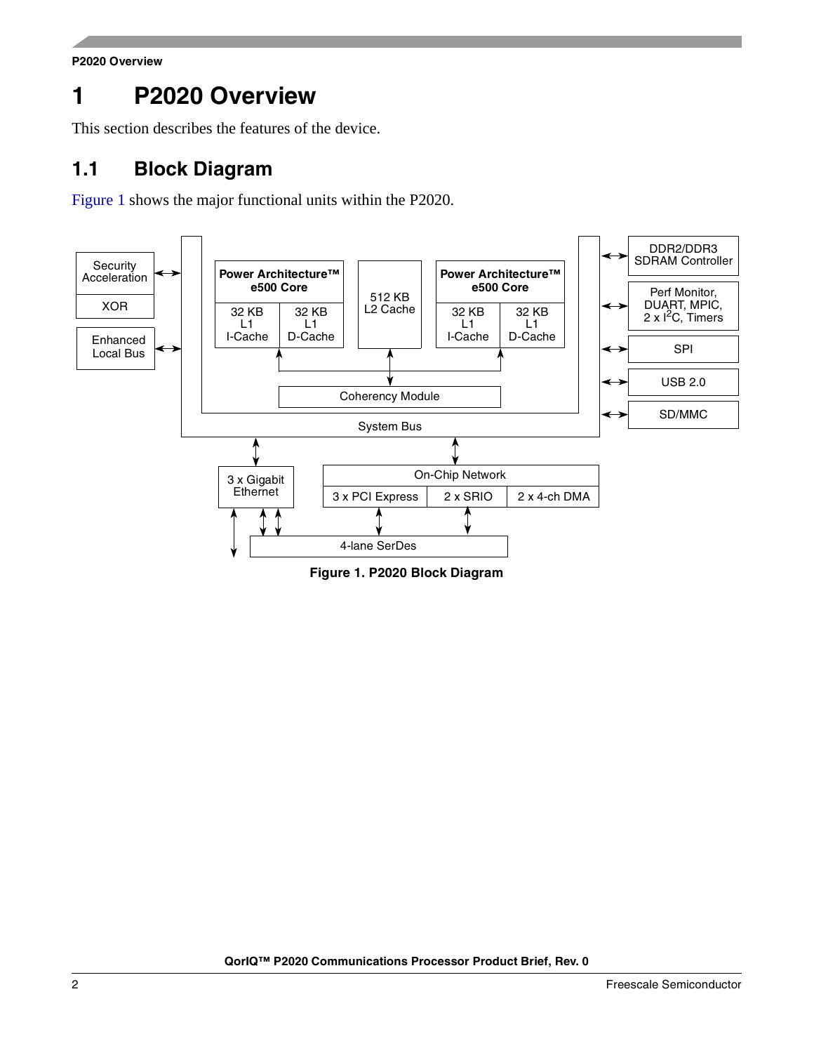# 1 P2020 Overview

This section describes the features of the device.

## 1.1 Block Diagram

Figure 1 shows the major functional units within the P2020.

Figure 1. P2020 Block Diagram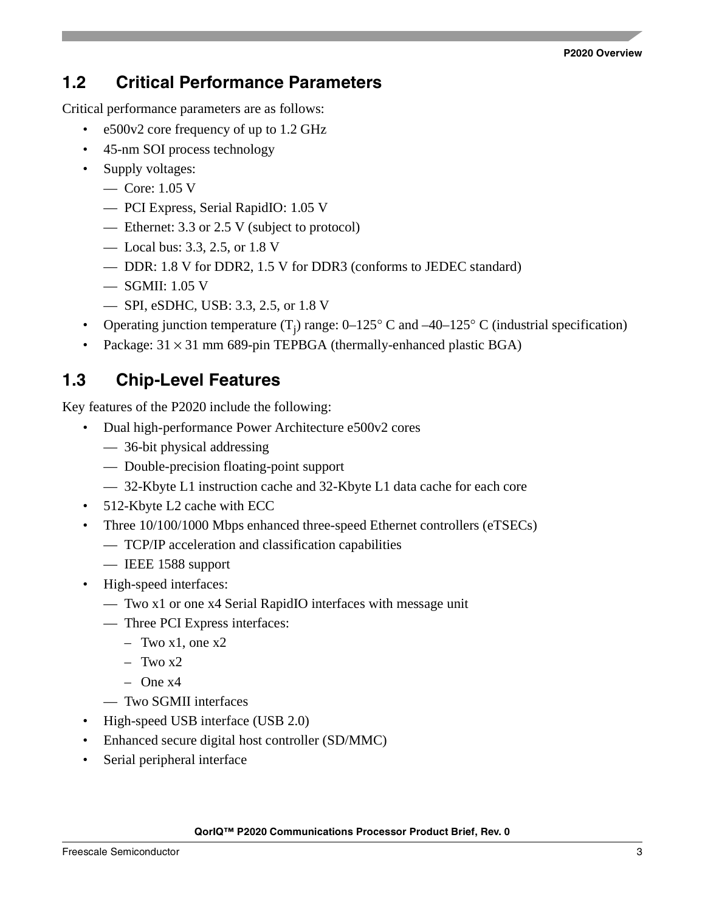## 1.2 Critical Performance Parameters

Critical performance parameters are as follows:

- e500v2 core frequency of up to 1.2 GHz
- 45-nm SOI process technology
- Supply voltages:
  - Core: 1.05 V
  - PCI Express, Serial RapidIO: 1.05 V
  - Ethernet: 3.3 or 2.5 V (subject to protocol)
  - Local bus: 3.3, 2.5, or 1.8 V
  - DDR: 1.8 V for DDR2, 1.5 V for DDR3 (conforms to JEDEC standard)
  - SGMII: 1.05 V
  - SPI, eSDHC, USB: 3.3, 2.5, or 1.8 V
- Operating junction temperature ($T_j$) range: 0–125° C and –40–125° C (industrial specification)
- Package: 31 × 31 mm 689-pin TEPBGA (thermally-enhanced plastic BGA)

## 1.3 Chip-Level Features

Key features of the P2020 include the following:

- Dual high-performance Power Architecture e500v2 cores
  - 36-bit physical addressing
  - Double-precision floating-point support
  - 32-Kbyte L1 instruction cache and 32-Kbyte L1 data cache for each core
- 512-Kbyte L2 cache with ECC
- Three 10/100/1000 Mbps enhanced three-speed Ethernet controllers (eTSECs)
  - TCP/IP acceleration and classification capabilities
  - IEEE 1588 support
- High-speed interfaces:
  - Two x1 or one x4 Serial RapidIO interfaces with message unit
  - Three PCI Express interfaces:
    - Two x1, one x2
    - Two x2
    - One x4
  - Two SGMII interfaces
- High-speed USB interface (USB 2.0)
- Enhanced secure digital host controller (SD/MMC)
- Serial peripheral interface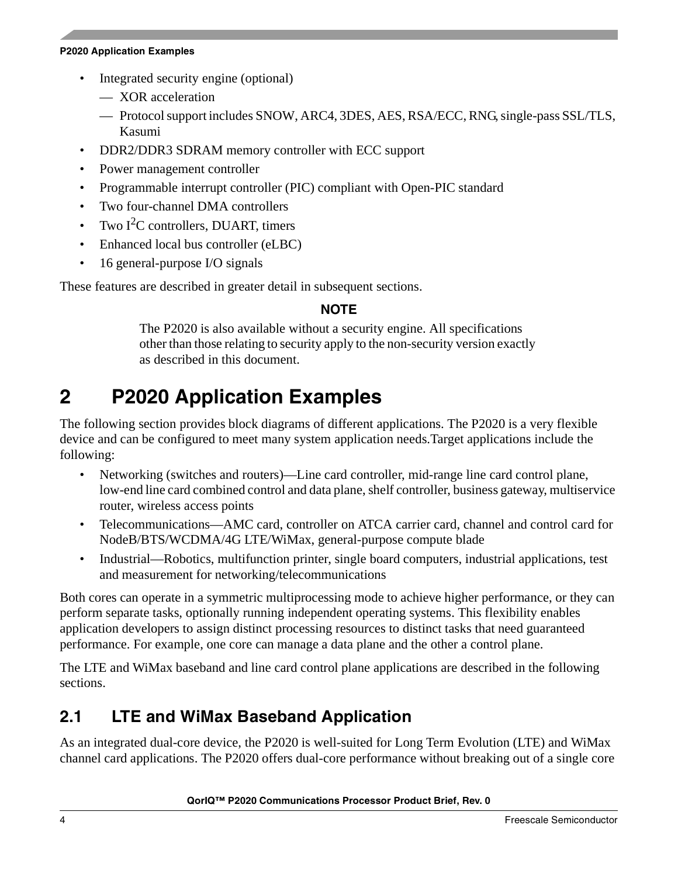- Integrated security engine (optional)
  - XOR acceleration
  - Protocol support includes SNOW, ARC4, 3DES, AES, RSA/ECC, RNG, single-pass SSL/TLS, Kasumi
- DDR2/DDR3 SDRAM memory controller with ECC support
- Power management controller
- Programmable interrupt controller (PIC) compliant with Open-PIC standard
- Two four-channel DMA controllers
- Two I$^2$C controllers, DUART, timers
- Enhanced local bus controller (eLBC)
- 16 general-purpose I/O signals

These features are described in greater detail in subsequent sections.

**NOTE**

The P2020 is also available without a security engine. All specifications other than those relating to security apply to the non-security version exactly as described in this document.

# 2 P2020 Application Examples

The following section provides block diagrams of different applications. The P2020 is a very flexible device and can be configured to meet many system application needs.Target applications include the following:

- Networking (switches and routers)—Line card controller, mid-range line card control plane, low-end line card combined control and data plane, shelf controller, business gateway, multiservice router, wireless access points
- Telecommunications—AMC card, controller on ATCA carrier card, channel and control card for NodeB/BTS/WCDMA/4G LTE/WiMax, general-purpose compute blade
- Industrial—Robotics, multifunction printer, single board computers, industrial applications, test and measurement for networking/telecommunications

Both cores can operate in a symmetric multiprocessing mode to achieve higher performance, or they can perform separate tasks, optionally running independent operating systems. This flexibility enables application developers to assign distinct processing resources to distinct tasks that need guaranteed performance. For example, one core can manage a data plane and the other a control plane.

The LTE and WiMax baseband and line card control plane applications are described in the following sections.

## 2.1 LTE and WiMax Baseband Application

As an integrated dual-core device, the P2020 is well-suited for Long Term Evolution (LTE) and WiMax channel card applications. The P2020 offers dual-core performance without breaking out of a single core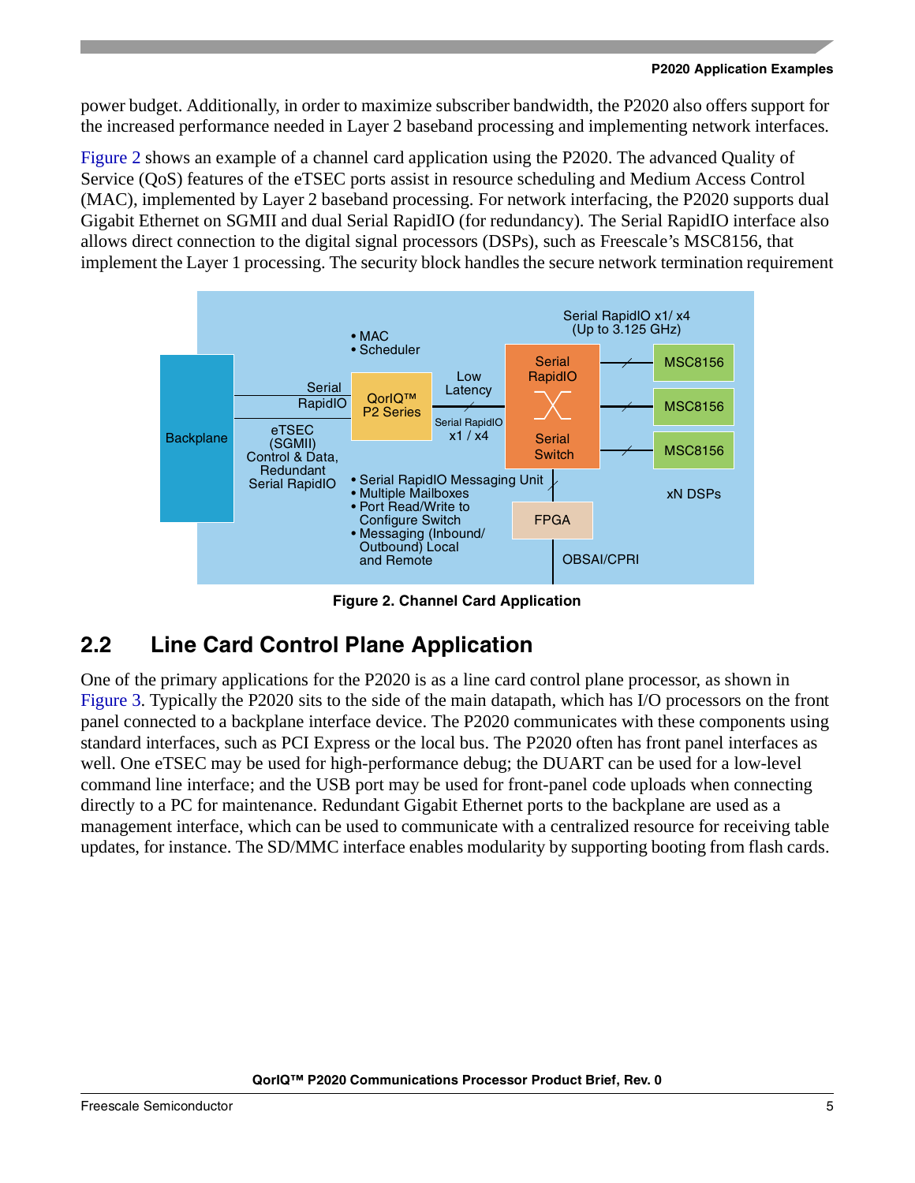power budget. Additionally, in order to maximize subscriber bandwidth, the P2020 also offers support for the increased performance needed in Layer 2 baseband processing and implementing network interfaces.

Figure 2 shows an example of a channel card application using the P2020. The advanced Quality of Service (QoS) features of the eTSEC ports assist in resource scheduling and Medium Access Control (MAC), implemented by Layer 2 baseband processing. For network interfacing, the P2020 supports dual Gigabit Ethernet on SGMII and dual Serial RapidIO (for redundancy). The Serial RapidIO interface also allows direct connection to the digital signal processors (DSPs), such as Freescale's MSC8156, that implement the Layer 1 processing. The security block handles the secure network termination requirement

**Figure 2. Channel Card Application**

## 2.2 Line Card Control Plane Application

One of the primary applications for the P2020 is as a line card control plane processor, as shown in Figure 3. Typically the P2020 sits to the side of the main datapath, which has I/O processors on the front panel connected to a backplane interface device. The P2020 communicates with these components using standard interfaces, such as PCI Express or the local bus. The P2020 often has front panel interfaces as well. One eTSEC may be used for high-performance debug; the DUART can be used for a low-level command line interface; and the USB port may be used for front-panel code uploads when connecting directly to a PC for maintenance. Redundant Gigabit Ethernet ports to the backplane are used as a management interface, which can be used to communicate with a centralized resource for receiving table updates, for instance. The SD/MMC interface enables modularity by supporting booting from flash cards.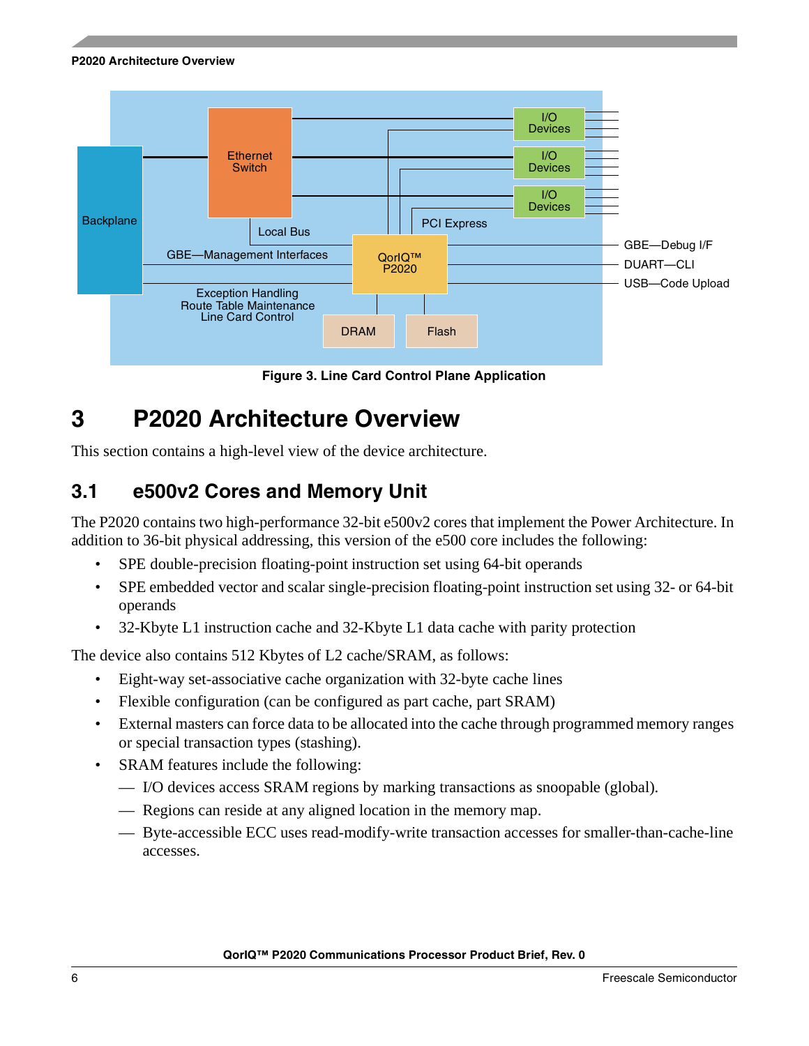Figure 3. Line Card Control Plane Application

# 3 P2020 Architecture Overview

This section contains a high-level view of the device architecture.

## 3.1 e500v2 Cores and Memory Unit

The P2020 contains two high-performance 32-bit e500v2 cores that implement the Power Architecture. In addition to 36-bit physical addressing, this version of the e500 core includes the following:

- SPE double-precision floating-point instruction set using 64-bit operands
- SPE embedded vector and scalar single-precision floating-point instruction set using 32- or 64-bit operands
- 32-Kbyte L1 instruction cache and 32-Kbyte L1 data cache with parity protection

The device also contains 512 Kbytes of L2 cache/SRAM, as follows:

- Eight-way set-associative cache organization with 32-byte cache lines
- Flexible configuration (can be configured as part cache, part SRAM)
- External masters can force data to be allocated into the cache through programmed memory ranges or special transaction types (stashing).
- SRAM features include the following:
  - — I/O devices access SRAM regions by marking transactions as snoopable (global).
  - — Regions can reside at any aligned location in the memory map.
  - — Byte-accessible ECC uses read-modify-write transaction accesses for smaller-than-cache-line accesses.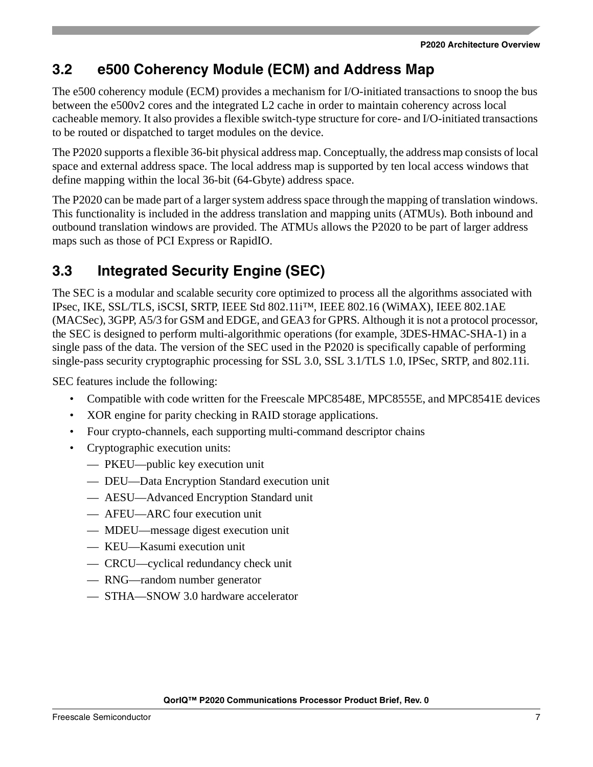## 3.2 e500 Coherency Module (ECM) and Address Map

The e500 coherency module (ECM) provides a mechanism for I/O-initiated transactions to snoop the bus between the e500v2 cores and the integrated L2 cache in order to maintain coherency across local cacheable memory. It also provides a flexible switch-type structure for core- and I/O-initiated transactions to be routed or dispatched to target modules on the device.

The P2020 supports a flexible 36-bit physical address map. Conceptually, the address map consists of local space and external address space. The local address map is supported by ten local access windows that define mapping within the local 36-bit (64-Gbyte) address space.

The P2020 can be made part of a larger system address space through the mapping of translation windows. This functionality is included in the address translation and mapping units (ATMUs). Both inbound and outbound translation windows are provided. The ATMUs allows the P2020 to be part of larger address maps such as those of PCI Express or RapidIO.

## 3.3 Integrated Security Engine (SEC)

The SEC is a modular and scalable security core optimized to process all the algorithms associated with IPsec, IKE, SSL/TLS, iSCSI, SRTP, IEEE Std 802.11i™, IEEE 802.16 (WiMAX), IEEE 802.1AE (MACSec), 3GPP, A5/3 for GSM and EDGE, and GEA3 for GPRS. Although it is not a protocol processor, the SEC is designed to perform multi-algorithmic operations (for example, 3DES-HMAC-SHA-1) in a single pass of the data. The version of the SEC used in the P2020 is specifically capable of performing single-pass security cryptographic processing for SSL 3.0, SSL 3.1/TLS 1.0, IPSec, SRTP, and 802.11i.

SEC features include the following:

- Compatible with code written for the Freescale MPC8548E, MPC8555E, and MPC8541E devices
- XOR engine for parity checking in RAID storage applications.
- Four crypto-channels, each supporting multi-command descriptor chains
- Cryptographic execution units:
  - PKEU—public key execution unit
  - DEU—Data Encryption Standard execution unit
  - AESU—Advanced Encryption Standard unit
  - AFEU—ARC four execution unit
  - MDEU—message digest execution unit
  - KEU—Kasumi execution unit
  - CRCU—cyclical redundancy check unit
  - RNG—random number generator
  - STHA—SNOW 3.0 hardware accelerator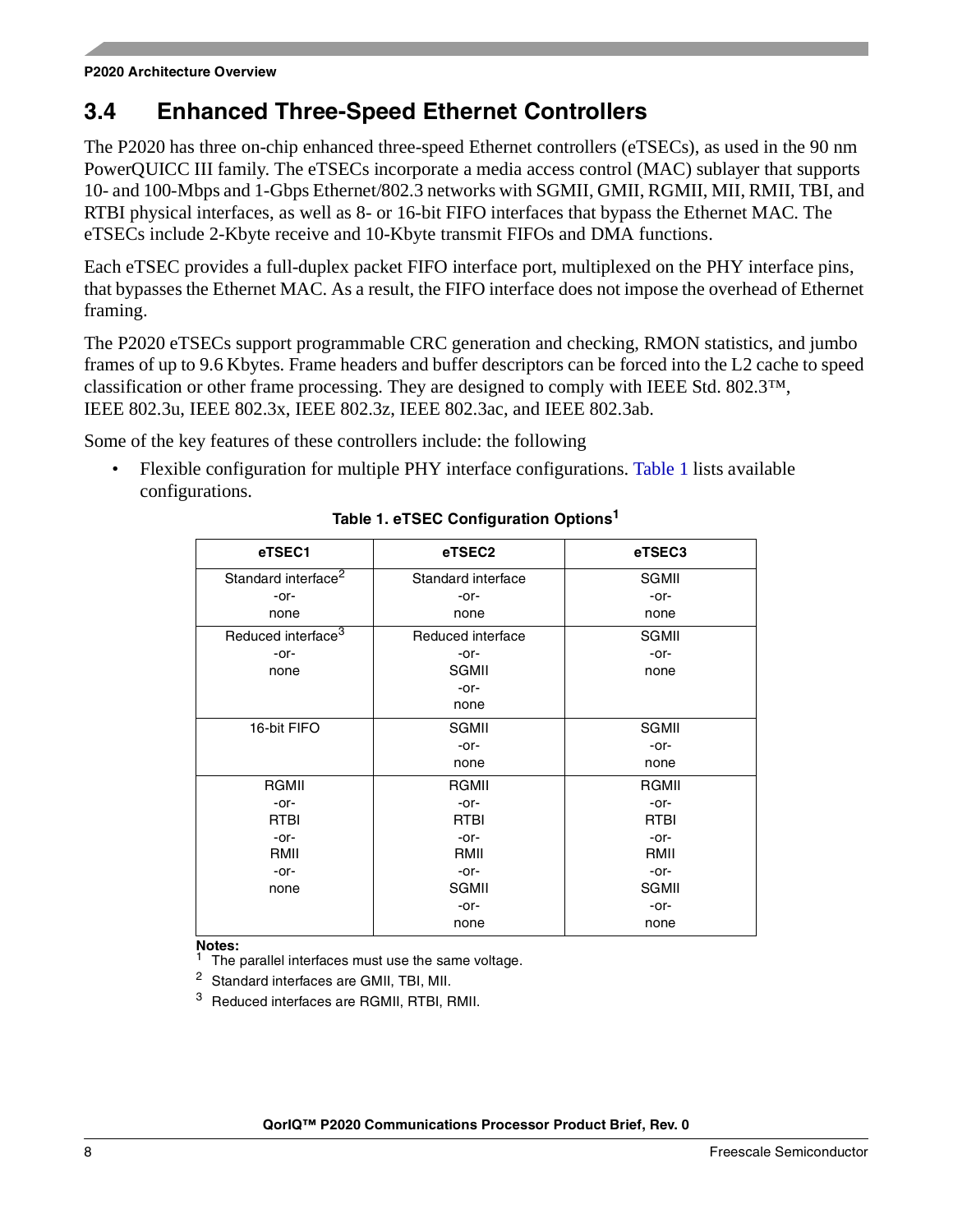## 3.4 Enhanced Three-Speed Ethernet Controllers

The P2020 has three on-chip enhanced three-speed Ethernet controllers (eTSECs), as used in the 90 nm PowerQUICC III family. The eTSECs incorporate a media access control (MAC) sublayer that supports 10- and 100-Mbps and 1-Gbps Ethernet/802.3 networks with SGMII, GMII, RGMII, MII, RMII, TBI, and RTBI physical interfaces, as well as 8- or 16-bit FIFO interfaces that bypass the Ethernet MAC. The eTSECs include 2-Kbyte receive and 10-Kbyte transmit FIFOs and DMA functions.

Each eTSEC provides a full-duplex packet FIFO interface port, multiplexed on the PHY interface pins, that bypasses the Ethernet MAC. As a result, the FIFO interface does not impose the overhead of Ethernet framing.

The P2020 eTSECs support programmable CRC generation and checking, RMON statistics, and jumbo frames of up to 9.6 Kbytes. Frame headers and buffer descriptors can be forced into the L2 cache to speed classification or other frame processing. They are designed to comply with IEEE Std. 802.3™, IEEE 802.3u, IEEE 802.3x, IEEE 802.3z, IEEE 802.3ac, and IEEE 802.3ab.

Some of the key features of these controllers include: the following

- Flexible configuration for multiple PHY interface configurations. Table 1 lists available configurations.

**Table 1. eTSEC Configuration Options[1]**

| eTSEC1 | eTSEC2 | eTSEC3 |
|---|---|---|
| Standard interface[2] -or- none | Standard interface -or- none | SGMII -or- none |
| Reduced interface[3] -or- none | Reduced interface -or- SGMII -or- none | SGMII -or- none |
| 16-bit FIFO | SGMII -or- none | SGMII -or- none |
| RGMII -or- RTBI -or- RMII -or- none | RGMII -or- RTBI -or- RMII -or- SGMII -or- none | RGMII -or- RTBI -or- RMII -or- SGMII -or- none |

**Notes:**

[1] The parallel interfaces must use the same voltage.

[2] Standard interfaces are GMII, TBI, MII.

[3] Reduced interfaces are RGMII, RTBI, RMII.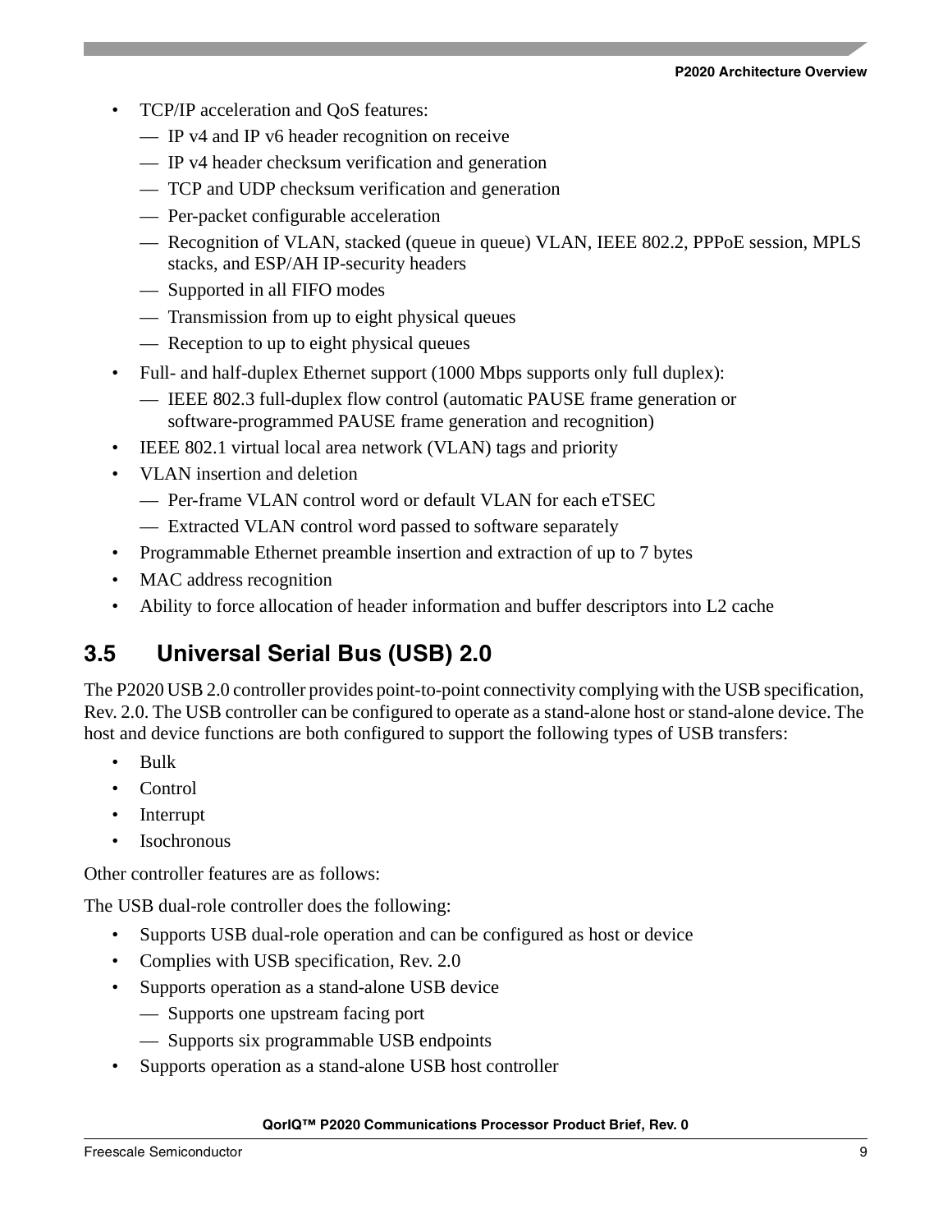- TCP/IP acceleration and QoS features:
  - IP v4 and IP v6 header recognition on receive
  - IP v4 header checksum verification and generation
  - TCP and UDP checksum verification and generation
  - Per-packet configurable acceleration
  - Recognition of VLAN, stacked (queue in queue) VLAN, IEEE 802.2, PPPoE session, MPLS stacks, and ESP/AH IP-security headers
  - Supported in all FIFO modes
  - Transmission from up to eight physical queues
  - Reception to up to eight physical queues
- Full- and half-duplex Ethernet support (1000 Mbps supports only full duplex):
  - IEEE 802.3 full-duplex flow control (automatic PAUSE frame generation or software-programmed PAUSE frame generation and recognition)
- IEEE 802.1 virtual local area network (VLAN) tags and priority
- VLAN insertion and deletion
  - Per-frame VLAN control word or default VLAN for each eTSEC
  - Extracted VLAN control word passed to software separately
- Programmable Ethernet preamble insertion and extraction of up to 7 bytes
- MAC address recognition
- Ability to force allocation of header information and buffer descriptors into L2 cache

## 3.5 Universal Serial Bus (USB) 2.0

The P2020 USB 2.0 controller provides point-to-point connectivity complying with the USB specification, Rev. 2.0. The USB controller can be configured to operate as a stand-alone host or stand-alone device. The host and device functions are both configured to support the following types of USB transfers:

- Bulk
- Control
- Interrupt
- Isochronous

Other controller features are as follows:

The USB dual-role controller does the following:

- Supports USB dual-role operation and can be configured as host or device
- Complies with USB specification, Rev. 2.0
- Supports operation as a stand-alone USB device
  - Supports one upstream facing port
  - Supports six programmable USB endpoints
- Supports operation as a stand-alone USB host controller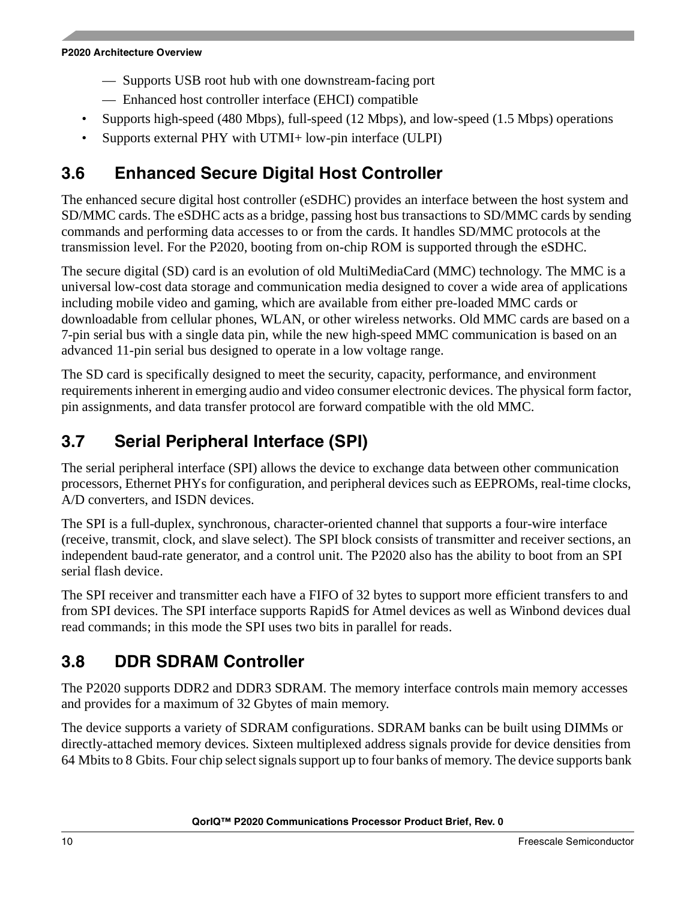— Supports USB root hub with one downstream-facing port
  — Enhanced host controller interface (EHCI) compatible
- Supports high-speed (480 Mbps), full-speed (12 Mbps), and low-speed (1.5 Mbps) operations
- Supports external PHY with UTMI+ low-pin interface (ULPI)

## 3.6 Enhanced Secure Digital Host Controller

The enhanced secure digital host controller (eSDHC) provides an interface between the host system and SD/MMC cards. The eSDHC acts as a bridge, passing host bus transactions to SD/MMC cards by sending commands and performing data accesses to or from the cards. It handles SD/MMC protocols at the transmission level. For the P2020, booting from on-chip ROM is supported through the eSDHC.

The secure digital (SD) card is an evolution of old MultiMediaCard (MMC) technology. The MMC is a universal low-cost data storage and communication media designed to cover a wide area of applications including mobile video and gaming, which are available from either pre-loaded MMC cards or downloadable from cellular phones, WLAN, or other wireless networks. Old MMC cards are based on a 7-pin serial bus with a single data pin, while the new high-speed MMC communication is based on an advanced 11-pin serial bus designed to operate in a low voltage range.

The SD card is specifically designed to meet the security, capacity, performance, and environment requirements inherent in emerging audio and video consumer electronic devices. The physical form factor, pin assignments, and data transfer protocol are forward compatible with the old MMC.

## 3.7 Serial Peripheral Interface (SPI)

The serial peripheral interface (SPI) allows the device to exchange data between other communication processors, Ethernet PHYs for configuration, and peripheral devices such as EEPROMs, real-time clocks, A/D converters, and ISDN devices.

The SPI is a full-duplex, synchronous, character-oriented channel that supports a four-wire interface (receive, transmit, clock, and slave select). The SPI block consists of transmitter and receiver sections, an independent baud-rate generator, and a control unit. The P2020 also has the ability to boot from an SPI serial flash device.

The SPI receiver and transmitter each have a FIFO of 32 bytes to support more efficient transfers to and from SPI devices. The SPI interface supports RapidS for Atmel devices as well as Winbond devices dual read commands; in this mode the SPI uses two bits in parallel for reads.

## 3.8 DDR SDRAM Controller

The P2020 supports DDR2 and DDR3 SDRAM. The memory interface controls main memory accesses and provides for a maximum of 32 Gbytes of main memory.

The device supports a variety of SDRAM configurations. SDRAM banks can be built using DIMMs or directly-attached memory devices. Sixteen multiplexed address signals provide for device densities from 64 Mbits to 8 Gbits. Four chip select signals support up to four banks of memory. The device supports bank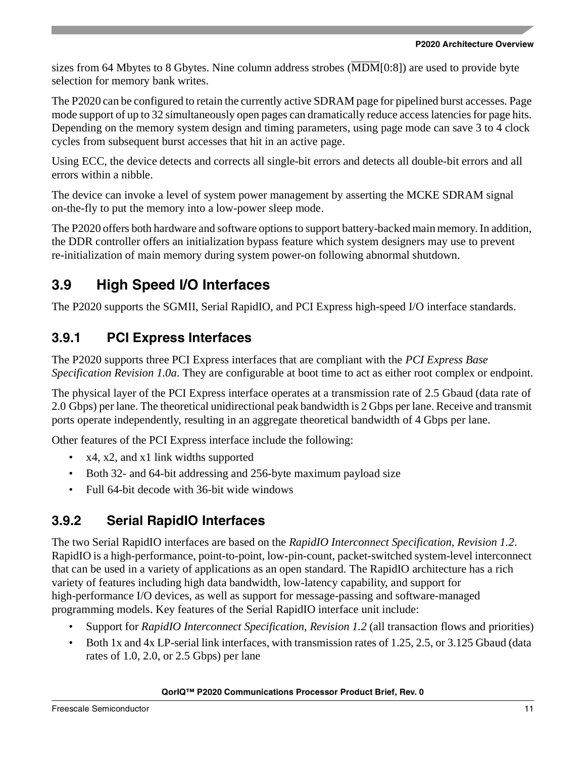sizes from 64 Mbytes to 8 Gbytes. Nine column address strobes ($\overline{\text{MDM}}$[0:8]) are used to provide byte selection for memory bank writes.

The P2020 can be configured to retain the currently active SDRAM page for pipelined burst accesses. Page mode support of up to 32 simultaneously open pages can dramatically reduce access latencies for page hits. Depending on the memory system design and timing parameters, using page mode can save 3 to 4 clock cycles from subsequent burst accesses that hit in an active page.

Using ECC, the device detects and corrects all single-bit errors and detects all double-bit errors and all errors within a nibble.

The device can invoke a level of system power management by asserting the MCKE SDRAM signal on-the-fly to put the memory into a low-power sleep mode.

The P2020 offers both hardware and software options to support battery-backed main memory. In addition, the DDR controller offers an initialization bypass feature which system designers may use to prevent re-initialization of main memory during system power-on following abnormal shutdown.

## 3.9 High Speed I/O Interfaces

The P2020 supports the SGMII, Serial RapidIO, and PCI Express high-speed I/O interface standards.

### 3.9.1 PCI Express Interfaces

The P2020 supports three PCI Express interfaces that are compliant with the *PCI Express Base Specification Revision 1.0a*. They are configurable at boot time to act as either root complex or endpoint.

The physical layer of the PCI Express interface operates at a transmission rate of 2.5 Gbaud (data rate of 2.0 Gbps) per lane. The theoretical unidirectional peak bandwidth is 2 Gbps per lane. Receive and transmit ports operate independently, resulting in an aggregate theoretical bandwidth of 4 Gbps per lane.

Other features of the PCI Express interface include the following:

- x4, x2, and x1 link widths supported
- Both 32- and 64-bit addressing and 256-byte maximum payload size
- Full 64-bit decode with 36-bit wide windows

### 3.9.2 Serial RapidIO Interfaces

The two Serial RapidIO interfaces are based on the *RapidIO Interconnect Specification, Revision 1.2*. RapidIO is a high-performance, point-to-point, low-pin-count, packet-switched system-level interconnect that can be used in a variety of applications as an open standard. The RapidIO architecture has a rich variety of features including high data bandwidth, low-latency capability, and support for high-performance I/O devices, as well as support for message-passing and software-managed programming models. Key features of the Serial RapidIO interface unit include:

- Support for *RapidIO Interconnect Specification, Revision 1.2* (all transaction flows and priorities)
- Both 1x and 4x LP-serial link interfaces, with transmission rates of 1.25, 2.5, or 3.125 Gbaud (data rates of 1.0, 2.0, or 2.5 Gbps) per lane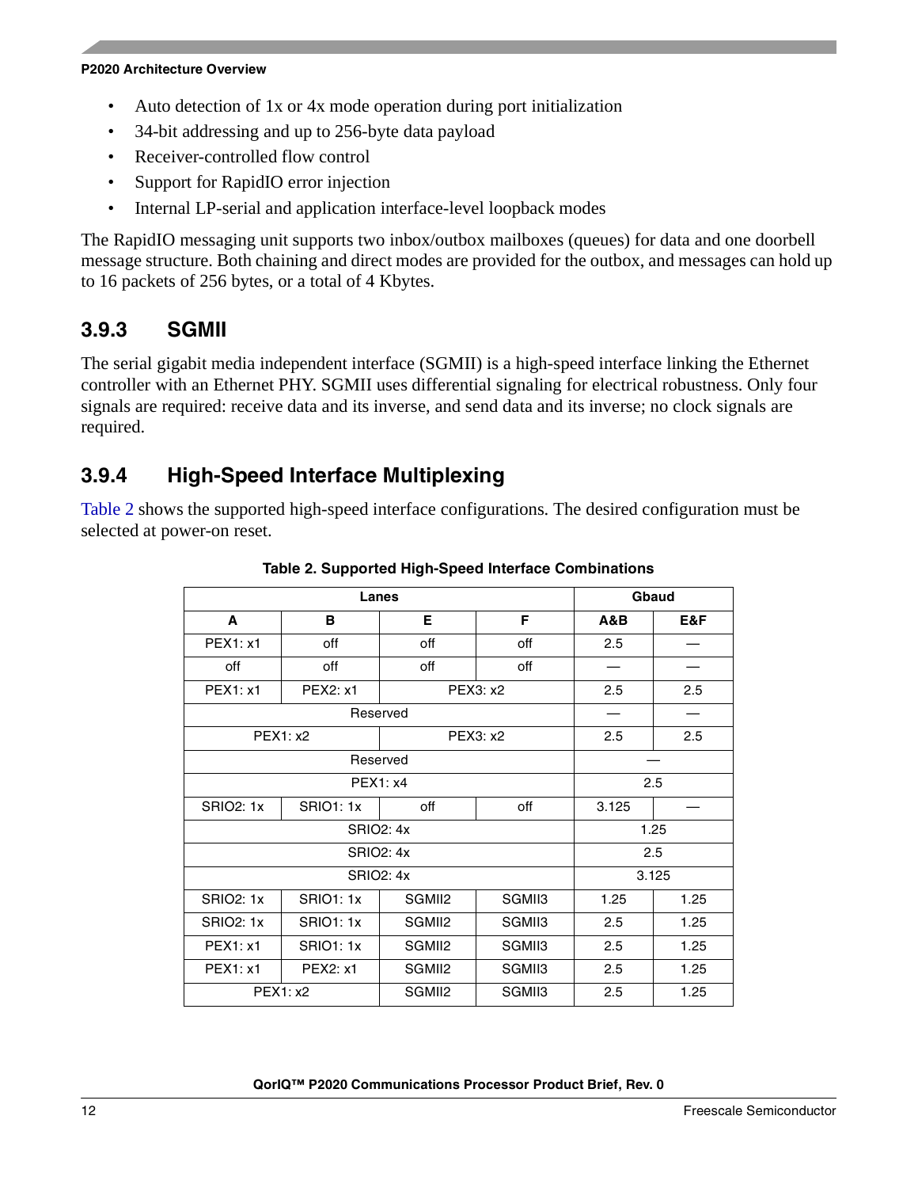- Auto detection of 1x or 4x mode operation during port initialization
- 34-bit addressing and up to 256-byte data payload
- Receiver-controlled flow control
- Support for RapidIO error injection
- Internal LP-serial and application interface-level loopback modes

The RapidIO messaging unit supports two inbox/outbox mailboxes (queues) for data and one doorbell message structure. Both chaining and direct modes are provided for the outbox, and messages can hold up to 16 packets of 256 bytes, or a total of 4 Kbytes.

### 3.9.3 SGMII

The serial gigabit media independent interface (SGMII) is a high-speed interface linking the Ethernet controller with an Ethernet PHY. SGMII uses differential signaling for electrical robustness. Only four signals are required: receive data and its inverse, and send data and its inverse; no clock signals are required.

### 3.9.4 High-Speed Interface Multiplexing

Table 2 shows the supported high-speed interface configurations. The desired configuration must be selected at power-on reset.

**Table 2. Supported High-Speed Interface Combinations**

| Lanes | | | | Gbaud | |
|---|---|---|---|---|---|
| A | B | E | F | A&B | E&F |
| PEX1: x1 | off | off | off | 2.5 | — |
| off | off | off | off | — | — |
| PEX1: x1 | PEX2: x1 | PEX3: x2 | | 2.5 | 2.5 |
| Reserved | | | | — | — |
| PEX1: x2 | | PEX3: x2 | | 2.5 | 2.5 |
| Reserved | | | | — | |
| PEX1: x4 | | | | 2.5 | |
| SRIO2: 1x | SRIO1: 1x | off | off | 3.125 | — |
| SRIO2: 4x | | | | 1.25 | |
| SRIO2: 4x | | | | 2.5 | |
| SRIO2: 4x | | | | 3.125 | |
| SRIO2: 1x | SRIO1: 1x | SGMII2 | SGMII3 | 1.25 | 1.25 |
| SRIO2: 1x | SRIO1: 1x | SGMII2 | SGMII3 | 2.5 | 1.25 |
| PEX1: x1 | SRIO1: 1x | SGMII2 | SGMII3 | 2.5 | 1.25 |
| PEX1: x1 | PEX2: x1 | SGMII2 | SGMII3 | 2.5 | 1.25 |
| PEX1: x2 | | SGMII2 | SGMII3 | 2.5 | 1.25 |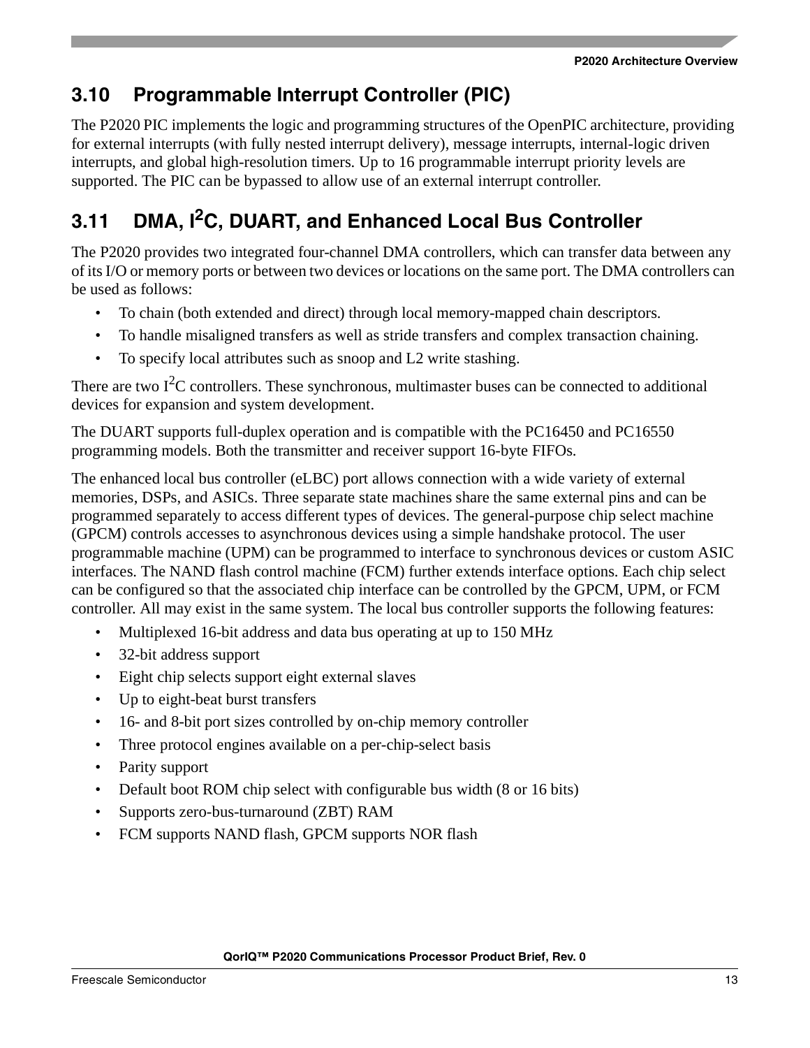## 3.10 Programmable Interrupt Controller (PIC)

The P2020 PIC implements the logic and programming structures of the OpenPIC architecture, providing for external interrupts (with fully nested interrupt delivery), message interrupts, internal-logic driven interrupts, and global high-resolution timers. Up to 16 programmable interrupt priority levels are supported. The PIC can be bypassed to allow use of an external interrupt controller.

## 3.11 DMA, I$^2$C, DUART, and Enhanced Local Bus Controller

The P2020 provides two integrated four-channel DMA controllers, which can transfer data between any of its I/O or memory ports or between two devices or locations on the same port. The DMA controllers can be used as follows:

- To chain (both extended and direct) through local memory-mapped chain descriptors.
- To handle misaligned transfers as well as stride transfers and complex transaction chaining.
- To specify local attributes such as snoop and L2 write stashing.

There are two I$^2$C controllers. These synchronous, multimaster buses can be connected to additional devices for expansion and system development.

The DUART supports full-duplex operation and is compatible with the PC16450 and PC16550 programming models. Both the transmitter and receiver support 16-byte FIFOs.

The enhanced local bus controller (eLBC) port allows connection with a wide variety of external memories, DSPs, and ASICs. Three separate state machines share the same external pins and can be programmed separately to access different types of devices. The general-purpose chip select machine (GPCM) controls accesses to asynchronous devices using a simple handshake protocol. The user programmable machine (UPM) can be programmed to interface to synchronous devices or custom ASIC interfaces. The NAND flash control machine (FCM) further extends interface options. Each chip select can be configured so that the associated chip interface can be controlled by the GPCM, UPM, or FCM controller. All may exist in the same system. The local bus controller supports the following features:

- Multiplexed 16-bit address and data bus operating at up to 150 MHz
- 32-bit address support
- Eight chip selects support eight external slaves
- Up to eight-beat burst transfers
- 16- and 8-bit port sizes controlled by on-chip memory controller
- Three protocol engines available on a per-chip-select basis
- Parity support
- Default boot ROM chip select with configurable bus width (8 or 16 bits)
- Supports zero-bus-turnaround (ZBT) RAM
- FCM supports NAND flash, GPCM supports NOR flash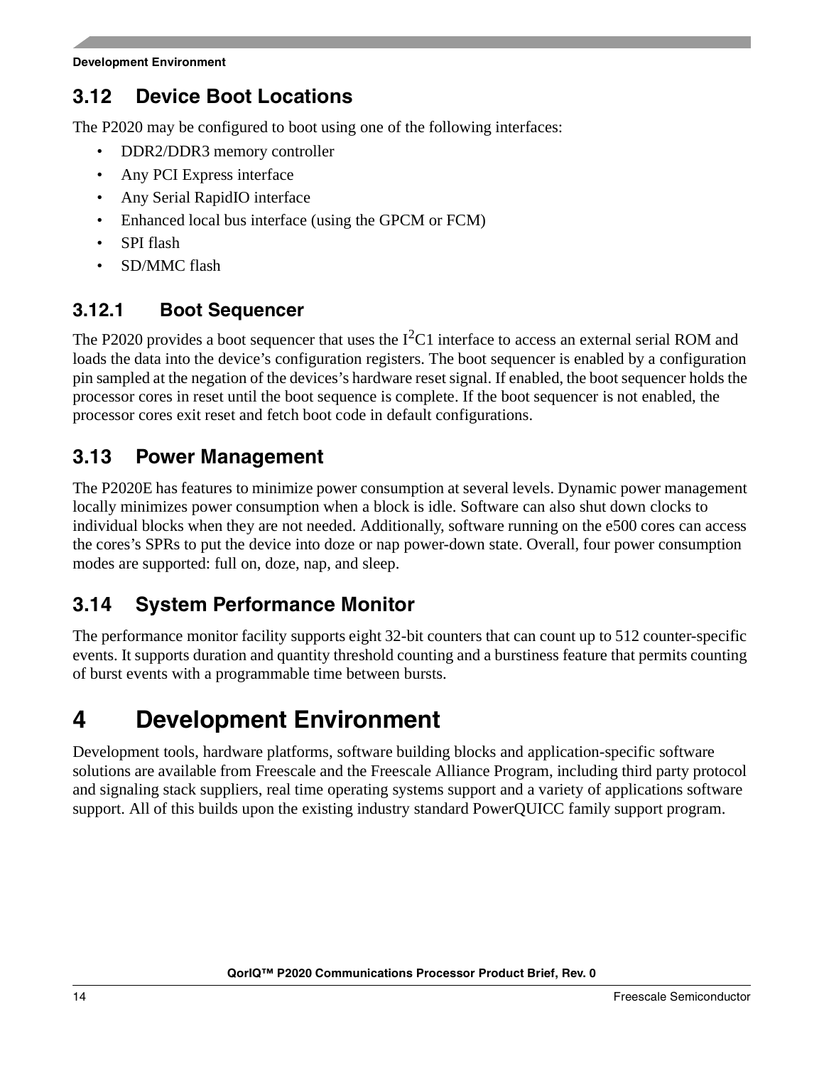## 3.12 Device Boot Locations

The P2020 may be configured to boot using one of the following interfaces:

- DDR2/DDR3 memory controller
- Any PCI Express interface
- Any Serial RapidIO interface
- Enhanced local bus interface (using the GPCM or FCM)
- SPI flash
- SD/MMC flash

### 3.12.1 Boot Sequencer

The P2020 provides a boot sequencer that uses the $I^2C1$ interface to access an external serial ROM and loads the data into the device's configuration registers. The boot sequencer is enabled by a configuration pin sampled at the negation of the devices's hardware reset signal. If enabled, the boot sequencer holds the processor cores in reset until the boot sequence is complete. If the boot sequencer is not enabled, the processor cores exit reset and fetch boot code in default configurations.

## 3.13 Power Management

The P2020E has features to minimize power consumption at several levels. Dynamic power management locally minimizes power consumption when a block is idle. Software can also shut down clocks to individual blocks when they are not needed. Additionally, software running on the e500 cores can access the cores's SPRs to put the device into doze or nap power-down state. Overall, four power consumption modes are supported: full on, doze, nap, and sleep.

## 3.14 System Performance Monitor

The performance monitor facility supports eight 32-bit counters that can count up to 512 counter-specific events. It supports duration and quantity threshold counting and a burstiness feature that permits counting of burst events with a programmable time between bursts.

# 4 Development Environment

Development tools, hardware platforms, software building blocks and application-specific software solutions are available from Freescale and the Freescale Alliance Program, including third party protocol and signaling stack suppliers, real time operating systems support and a variety of applications software support. All of this builds upon the existing industry standard PowerQUICC family support program.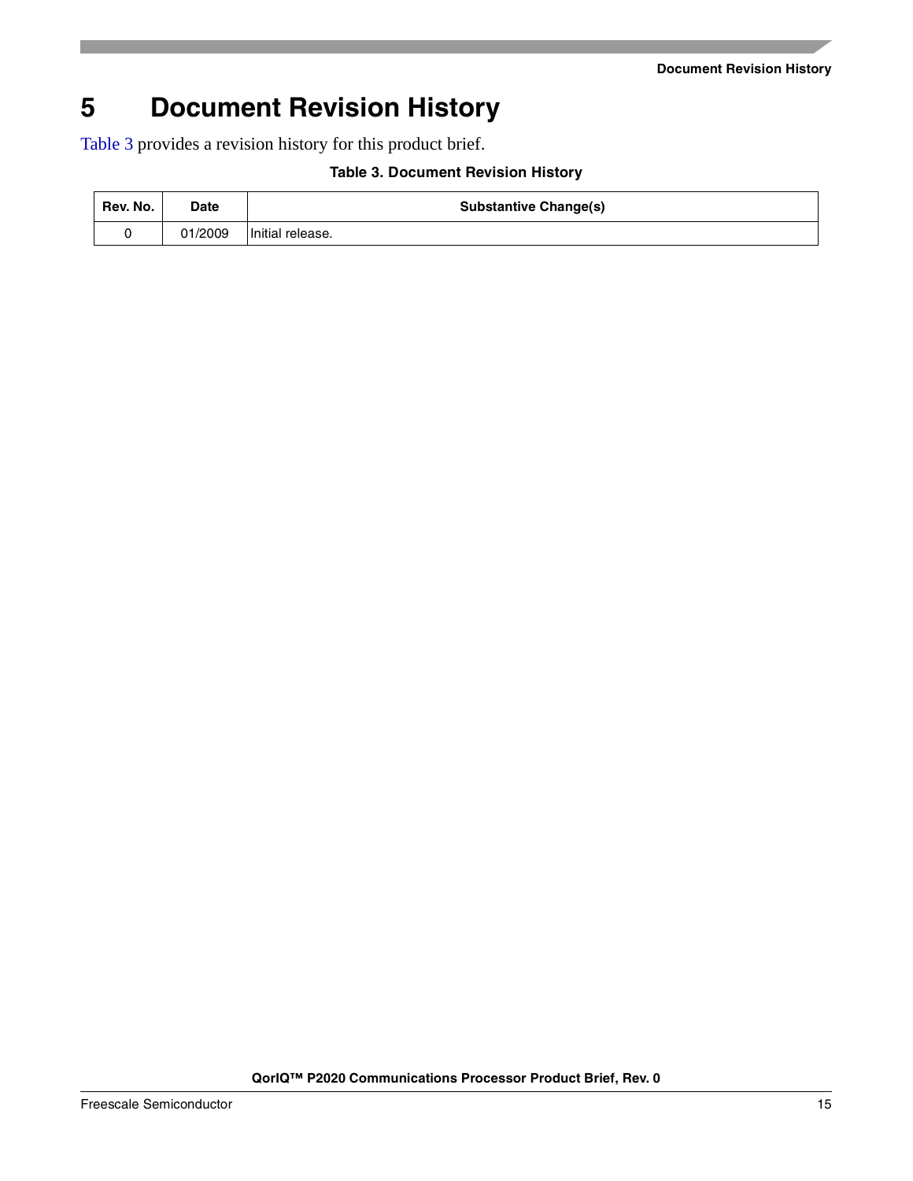# 5 Document Revision History

Table 3 provides a revision history for this product brief.

**Table 3. Document Revision History**

| Rev. No. | Date | Substantive Change(s) |
| --- | --- | --- |
| 0 | 01/2009 | Initial release. |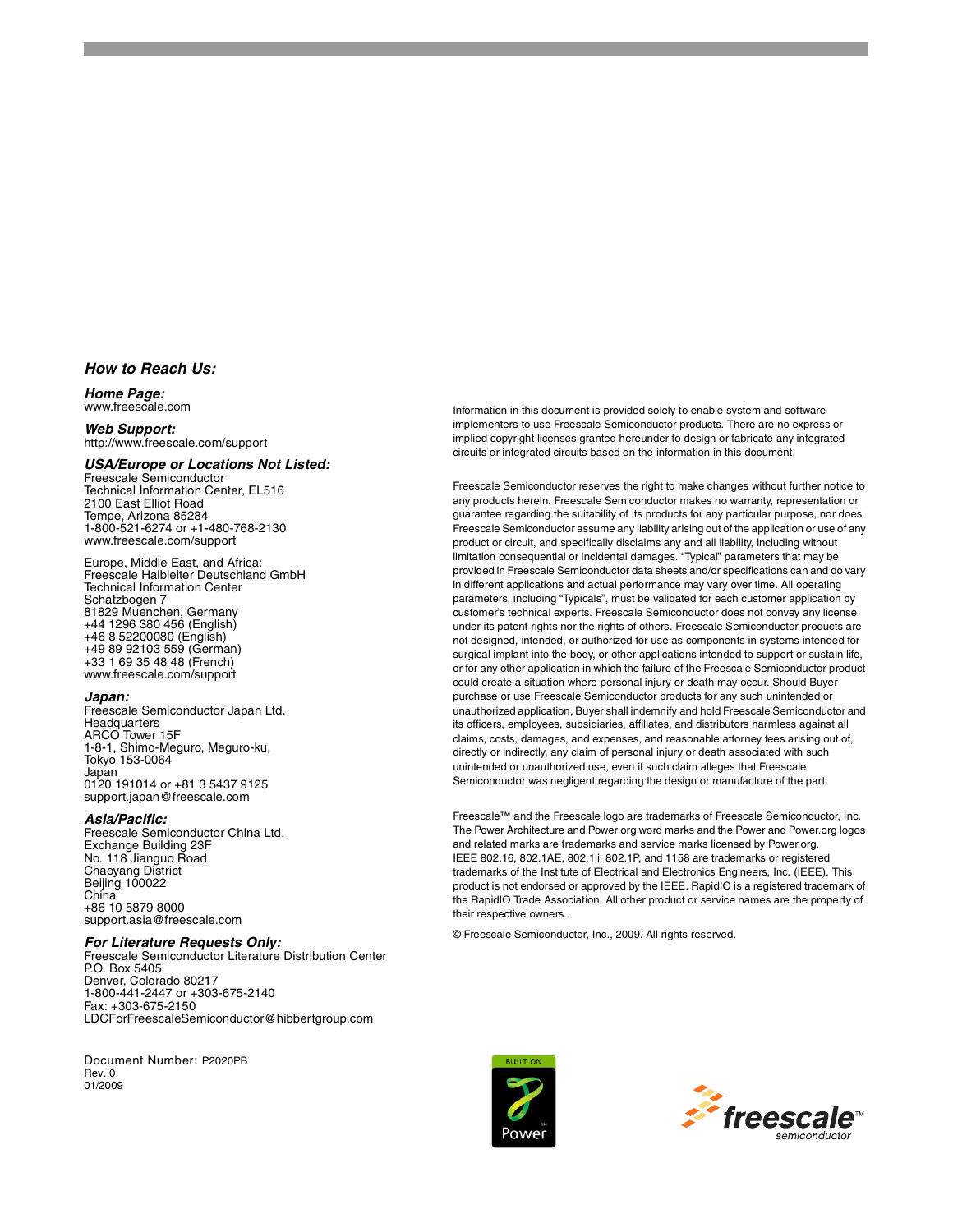***How to Reach Us:***

***Home Page:***
www.freescale.com

***Web Support:***
http://www.freescale.com/support

***USA/Europe or Locations Not Listed:***
Freescale Semiconductor
Technical Information Center, EL516
2100 East Elliot Road
Tempe, Arizona 85284
1-800-521-6274 or +1-480-768-2130
www.freescale.com/support

Europe, Middle East, and Africa:
Freescale Halbleiter Deutschland GmbH
Technical Information Center
Schatzbogen 7
81829 Muenchen, Germany
+44 1296 380 456 (English)
+46 8 52200080 (English)
+49 89 92103 559 (German)
+33 1 69 35 48 48 (French)
www.freescale.com/support

***Japan:***
Freescale Semiconductor Japan Ltd.
Headquarters
ARCO Tower 15F
1-8-1, Shimo-Meguro, Meguro-ku,
Tokyo 153-0064
Japan
0120 191014 or +81 3 5437 9125
support.japan@freescale.com

***Asia/Pacific:***
Freescale Semiconductor China Ltd.
Exchange Building 23F
No. 118 Jianguo Road
Chaoyang District
Beijing 100022
China
+86 10 5879 8000
support.asia@freescale.com

***For Literature Requests Only:***
Freescale Semiconductor Literature Distribution Center
P.O. Box 5405
Denver, Colorado 80217
1-800-441-2447 or +303-675-2140
Fax: +303-675-2150
LDCForFreescaleSemiconductor@hibbertgroup.com

Information in this document is provided solely to enable system and software implementers to use Freescale Semiconductor products. There are no express or implied copyright licenses granted hereunder to design or fabricate any integrated circuits or integrated circuits based on the information in this document.

Freescale Semiconductor reserves the right to make changes without further notice to any products herein. Freescale Semiconductor makes no warranty, representation or guarantee regarding the suitability of its products for any particular purpose, nor does Freescale Semiconductor assume any liability arising out of the application or use of any product or circuit, and specifically disclaims any and all liability, including without limitation consequential or incidental damages. “Typical” parameters that may be provided in Freescale Semiconductor data sheets and/or specifications can and do vary in different applications and actual performance may vary over time. All operating parameters, including “Typicals”, must be validated for each customer application by customer’s technical experts. Freescale Semiconductor does not convey any license under its patent rights nor the rights of others. Freescale Semiconductor products are not designed, intended, or authorized for use as components in systems intended for surgical implant into the body, or other applications intended to support or sustain life, or for any other application in which the failure of the Freescale Semiconductor product could create a situation where personal injury or death may occur. Should Buyer purchase or use Freescale Semiconductor products for any such unintended or unauthorized application, Buyer shall indemnify and hold Freescale Semiconductor and its officers, employees, subsidiaries, affiliates, and distributors harmless against all claims, costs, damages, and expenses, and reasonable attorney fees arising out of, directly or indirectly, any claim of personal injury or death associated with such unintended or unauthorized use, even if such claim alleges that Freescale Semiconductor was negligent regarding the design or manufacture of the part.

Freescale™ and the Freescale logo are trademarks of Freescale Semiconductor, Inc. The Power Architecture and Power.org word marks and the Power and Power.org logos and related marks are trademarks and service marks licensed by Power.org. IEEE 802.16, 802.1AE, 802.1li, 802.1P, and 1158 are trademarks or registered trademarks of the Institute of Electrical and Electronics Engineers, Inc. (IEEE). This product is not endorsed or approved by the IEEE. RapidIO is a registered trademark of the RapidIO Trade Association. All other product or service names are the property of their respective owners.

© Freescale Semiconductor, Inc., 2009. All rights reserved.

Document Number: P2020PB
Rev. 0
01/2009